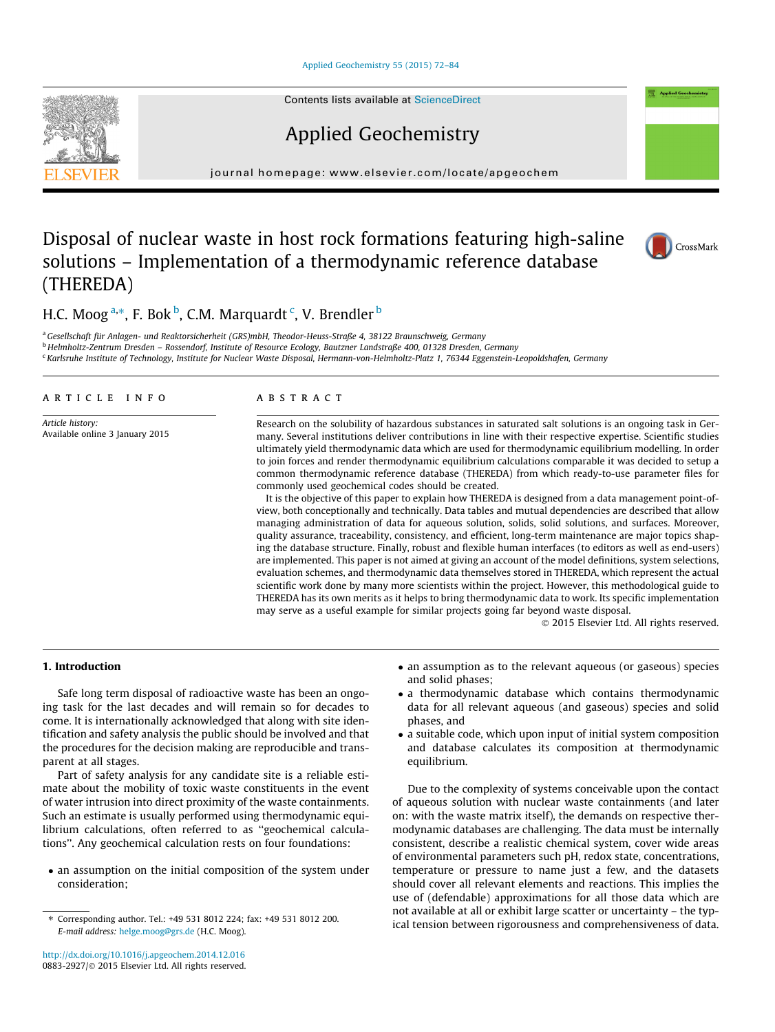# Disposal of nuclear waste in host rock formations featuring high-saline solutions – Implementation of a thermodynamic reference database (THEREDA)

H.C. Moog [a,*], F. Bok [b], C.M. Marquardt [c], V. Brendler [b]

[a] Gesellschaft für Anlagen- und Reaktorsicherheit (GRS)mbH, Theodor-Heuss-Straße 4, 38122 Braunschweig, Germany
[b] Helmholtz-Zentrum Dresden – Rossendorf, Institute of Resource Ecology, Bautzner Landstraße 400, 01328 Dresden, Germany
[c] Karlsruhe Institute of Technology, Institute for Nuclear Waste Disposal, Hermann-von-Helmholtz-Platz 1, 76344 Eggenstein-Leopoldshafen, Germany

**ARTICLE INFO**

*Article history:*
Available online 3 January 2015

**ABSTRACT**

Research on the solubility of hazardous substances in saturated salt solutions is an ongoing task in Germany. Several institutions deliver contributions in line with their respective expertise. Scientific studies ultimately yield thermodynamic data which are used for thermodynamic equilibrium modelling. In order to join forces and render thermodynamic equilibrium calculations comparable it was decided to setup a common thermodynamic reference database (THEREDA) from which ready-to-use parameter files for commonly used geochemical codes should be created.

It is the objective of this paper to explain how THEREDA is designed from a data management point-of-view, both conceptionally and technically. Data tables and mutual dependencies are described that allow managing administration of data for aqueous solution, solids, solid solutions, and surfaces. Moreover, quality assurance, traceability, consistency, and efficient, long-term maintenance are major topics shaping the database structure. Finally, robust and flexible human interfaces (to editors as well as end-users) are implemented. This paper is not aimed at giving an account of the model definitions, system selections, evaluation schemes, and thermodynamic data themselves stored in THEREDA, which represent the actual scientific work done by many more scientists within the project. However, this methodological guide to THEREDA has its own merits as it helps to bring thermodynamic data to work. Its specific implementation may serve as a useful example for similar projects going far beyond waste disposal.

© 2015 Elsevier Ltd. All rights reserved.

## 1. Introduction

Safe long term disposal of radioactive waste has been an ongoing task for the last decades and will remain so for decades to come. It is internationally acknowledged that along with site identification and safety analysis the public should be involved and that the procedures for the decision making are reproducible and transparent at all stages.

Part of safety analysis for any candidate site is a reliable estimate about the mobility of toxic waste constituents in the event of water intrusion into direct proximity of the waste containments. Such an estimate is usually performed using thermodynamic equilibrium calculations, often referred to as "geochemical calculations". Any geochemical calculation rests on four foundations:

- an assumption on the initial composition of the system under consideration;
- an assumption as to the relevant aqueous (or gaseous) species and solid phases;
- a thermodynamic database which contains thermodynamic data for all relevant aqueous (and gaseous) species and solid phases, and
- a suitable code, which upon input of initial system composition and database calculates its composition at thermodynamic equilibrium.

Due to the complexity of systems conceivable upon the contact of aqueous solution with nuclear waste containments (and later on: with the waste matrix itself), the demands on respective thermodynamic databases are challenging. The data must be internally consistent, describe a realistic chemical system, cover wide areas of environmental parameters such pH, redox state, concentrations, temperature or pressure to name just a few, and the datasets should cover all relevant elements and reactions. This implies the use of (defendable) approximations for all those data which are not available at all or exhibit large scatter or uncertainty – the typical tension between rigorousness and comprehensiveness of data.

\* Corresponding author. Tel.: +49 531 8012 224; fax: +49 531 8012 200.
*E-mail address:* helge.moog@grs.de (H.C. Moog).

http://dx.doi.org/10.1016/j.apgeochem.2014.12.016
0883-2927/© 2015 Elsevier Ltd. All rights reserved.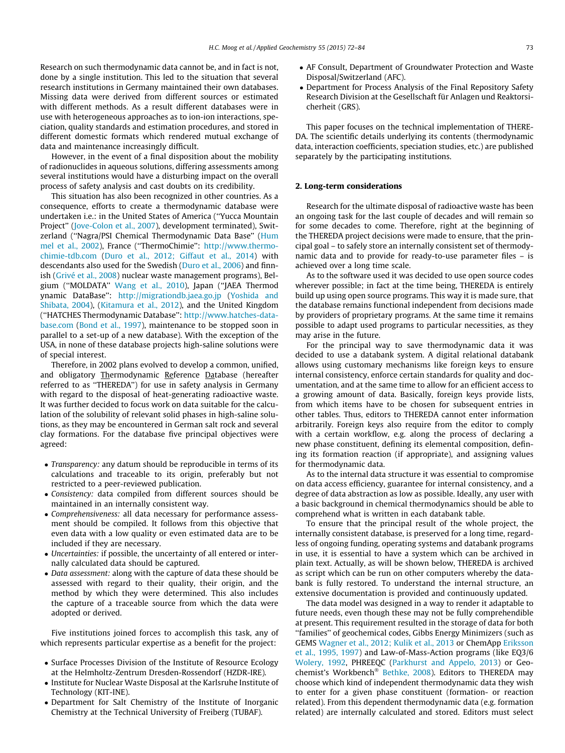Research on such thermodynamic data cannot be, and in fact is not, done by a single institution. This led to the situation that several research institutions in Germany maintained their own databases. Missing data were derived from different sources or estimated with different methods. As a result different databases were in use with heterogeneous approaches as to ion-ion interactions, speciation, quality standards and estimation procedures, and stored in different domestic formats which rendered mutual exchange of data and maintenance increasingly difficult.

However, in the event of a final disposition about the mobility of radionuclides in aqueous solutions, differing assessments among several institutions would have a disturbing impact on the overall process of safety analysis and cast doubts on its credibility.

This situation has also been recognized in other countries. As a consequence, efforts to create a thermodynamic database were undertaken i.e.: in the United States of America ("Yucca Mountain Project" (Jove-Colon et al., 2007), development terminated), Switzerland ("Nagra/PSI Chemical Thermodynamic Data Base" (Hummel et al., 2002), France ("ThermoChimie": http://www.thermochimie-tdb.com (Duro et al., 2012; Giffaut et al., 2014) with descendants also used for the Swedish (Duro et al., 2006) and finnish (Grivé et al., 2008) nuclear waste management programs), Belgium ("MOLDATA" Wang et al., 2010), Japan ("JAEA Thermodynamic DataBase": http://migrationdb.jaea.go.jp (Yoshida and Shibata, 2004), (Kitamura et al., 2012), and the United Kingdom ("HATCHES Thermodynamic Database": http://www.hatches-database.com (Bond et al., 1997), maintenance to be stopped soon in parallel to a set-up of a new database). With the exception of the USA, in none of these database projects high-saline solutions were of special interest.

Therefore, in 2002 plans evolved to develop a common, unified, and obligatory Thermodynamic Reference Database (hereafter referred to as "THEREDA") for use in safety analysis in Germany with regard to the disposal of heat-generating radioactive waste. It was further decided to focus work on data suitable for the calculation of the solubility of relevant solid phases in high-saline solutions, as they may be encountered in German salt rock and several clay formations. For the database five principal objectives were agreed:

- *Transparency:* any datum should be reproducible in terms of its calculations and traceable to its origin, preferably but not restricted to a peer-reviewed publication.
- *Consistency:* data compiled from different sources should be maintained in an internally consistent way.
- *Comprehensiveness:* all data necessary for performance assessment should be compiled. It follows from this objective that even data with a low quality or even estimated data are to be included if they are necessary.
- *Uncertainties:* if possible, the uncertainty of all entered or internally calculated data should be captured.
- *Data assessment:* along with the capture of data these should be assessed with regard to their quality, their origin, and the method by which they were determined. This also includes the capture of a traceable source from which the data were adopted or derived.

Five institutions joined forces to accomplish this task, any of which represents particular expertise as a benefit for the project:

- Surface Processes Division of the Institute of Resource Ecology at the Helmholtz-Zentrum Dresden-Rossendorf (HZDR-IRE).
- Institute for Nuclear Waste Disposal at the Karlsruhe Institute of Technology (KIT-INE).
- Department for Salt Chemistry of the Institute of Inorganic Chemistry at the Technical University of Freiberg (TUBAF).
- AF Consult, Department of Groundwater Protection and Waste Disposal/Switzerland (AFC).
- Department for Process Analysis of the Final Repository Safety Research Division at the Gesellschaft für Anlagen und Reaktorsicherheit (GRS).

This paper focuses on the technical implementation of THEREDA. The scientific details underlying its contents (thermodynamic data, interaction coefficients, speciation studies, etc.) are published separately by the participating institutions.

## 2. Long-term considerations

Research for the ultimate disposal of radioactive waste has been an ongoing task for the last couple of decades and will remain so for some decades to come. Therefore, right at the beginning of the THEREDA project decisions were made to ensure, that the principal goal – to safely store an internally consistent set of thermodynamic data and to provide for ready-to-use parameter files – is achieved over a long time scale.

As to the software used it was decided to use open source codes wherever possible; in fact at the time being, THEREDA is entirely build up using open source programs. This way it is made sure, that the database remains functional independent from decisions made by providers of proprietary programs. At the same time it remains possible to adapt used programs to particular necessities, as they may arise in the future.

For the principal way to save thermodynamic data it was decided to use a databank system. A digital relational databank allows using customary mechanisms like foreign keys to ensure internal consistency, enforce certain standards for quality and documentation, and at the same time to allow for an efficient access to a growing amount of data. Basically, foreign keys provide lists, from which items have to be chosen for subsequent entries in other tables. Thus, editors to THEREDA cannot enter information arbitrarily. Foreign keys also require from the editor to comply with a certain workflow, e.g. along the process of declaring a new phase constituent, defining its elemental composition, defining its formation reaction (if appropriate), and assigning values for thermodynamic data.

As to the internal data structure it was essential to compromise on data access efficiency, guarantee for internal consistency, and a degree of data abstraction as low as possible. Ideally, any user with a basic background in chemical thermodynamics should be able to comprehend what is written in each databank table.

To ensure that the principal result of the whole project, the internally consistent database, is preserved for a long time, regardless of ongoing funding, operating systems and databank programs in use, it is essential to have a system which can be archived in plain text. Actually, as will be shown below, THEREDA is archived as script which can be run on other computers whereby the databank is fully restored. To understand the internal structure, an extensive documentation is provided and continuously updated.

The data model was designed in a way to render it adaptable to future needs, even though these may not be fully comprehendible at present. This requirement resulted in the storage of data for both "families" of geochemical codes, Gibbs Energy Minimizers (such as GEMS Wagner et al., 2012; Kulik et al., 2013 or ChemApp Eriksson et al., 1995, 1997) and Law-of-Mass-Action programs (like EQ3/6 Wolery, 1992, PHREEQC (Parkhurst and Appelo, 2013) or Geochemist's Workbench® Bethke, 2008). Editors to THEREDA may choose which kind of independent thermodynamic data they wish to enter for a given phase constituent (formation- or reaction related). From this dependent thermodynamic data (e.g. formation related) are internally calculated and stored. Editors must select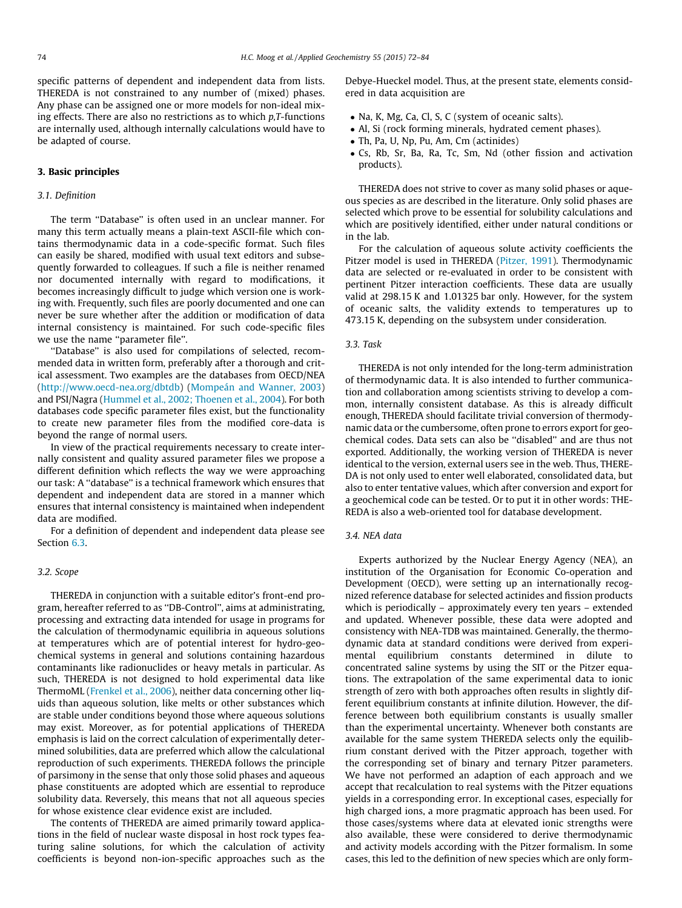specific patterns of dependent and independent data from lists. THEREDA is not constrained to any number of (mixed) phases. Any phase can be assigned one or more models for non-ideal mixing effects. There are also no restrictions as to which *p*,*T*-functions are internally used, although internally calculations would have to be adapted of course.

## 3. Basic principles

### 3.1. Definition

The term "Database" is often used in an unclear manner. For many this term actually means a plain-text ASCII-file which contains thermodynamic data in a code-specific format. Such files can easily be shared, modified with usual text editors and subsequently forwarded to colleagues. If such a file is neither renamed nor documented internally with regard to modifications, it becomes increasingly difficult to judge which version one is working with. Frequently, such files are poorly documented and one can never be sure whether after the addition or modification of data internal consistency is maintained. For such code-specific files we use the name "parameter file".

"Database" is also used for compilations of selected, recommended data in written form, preferably after a thorough and critical assessment. Two examples are the databases from OECD/NEA (http://www.oecd-nea.org/dbtdb) (Mompeán and Wanner, 2003) and PSI/Nagra (Hummel et al., 2002; Thoenen et al., 2004). For both databases code specific parameter files exist, but the functionality to create new parameter files from the modified core-data is beyond the range of normal users.

In view of the practical requirements necessary to create internally consistent and quality assured parameter files we propose a different definition which reflects the way we were approaching our task: A "database" is a technical framework which ensures that dependent and independent data are stored in a manner which ensures that internal consistency is maintained when independent data are modified.

For a definition of dependent and independent data please see Section 6.3.

### 3.2. Scope

THEREDA in conjunction with a suitable editor's front-end program, hereafter referred to as "DB-Control", aims at administrating, processing and extracting data intended for usage in programs for the calculation of thermodynamic equilibria in aqueous solutions at temperatures which are of potential interest for hydro-geochemical systems in general and solutions containing hazardous contaminants like radionuclides or heavy metals in particular. As such, THEREDA is not designed to hold experimental data like ThermoML (Frenkel et al., 2006), neither data concerning other liquids than aqueous solution, like melts or other substances which are stable under conditions beyond those where aqueous solutions may exist. Moreover, as for potential applications of THEREDA emphasis is laid on the correct calculation of experimentally determined solubilities, data are preferred which allow the calculational reproduction of such experiments. THEREDA follows the principle of parsimony in the sense that only those solid phases and aqueous phase constituents are adopted which are essential to reproduce solubility data. Reversely, this means that not all aqueous species for whose existence clear evidence exist are included.

The contents of THEREDA are aimed primarily toward applications in the field of nuclear waste disposal in host rock types featuring saline solutions, for which the calculation of activity coefficients is beyond non-ion-specific approaches such as the Debye-Hueckel model. Thus, at the present state, elements considered in data acquisition are

- Na, K, Mg, Ca, Cl, S, C (system of oceanic salts).
- Al, Si (rock forming minerals, hydrated cement phases).
- Th, Pa, U, Np, Pu, Am, Cm (actinides)
- Cs, Rb, Sr, Ba, Ra, Tc, Sm, Nd (other fission and activation products).

THEREDA does not strive to cover as many solid phases or aqueous species as are described in the literature. Only solid phases are selected which prove to be essential for solubility calculations and which are positively identified, either under natural conditions or in the lab.

For the calculation of aqueous solute activity coefficients the Pitzer model is used in THEREDA (Pitzer, 1991). Thermodynamic data are selected or re-evaluated in order to be consistent with pertinent Pitzer interaction coefficients. These data are usually valid at 298.15 K and 1.01325 bar only. However, for the system of oceanic salts, the validity extends to temperatures up to 473.15 K, depending on the subsystem under consideration.

### 3.3. Task

THEREDA is not only intended for the long-term administration of thermodynamic data. It is also intended to further communication and collaboration among scientists striving to develop a common, internally consistent database. As this is already difficult enough, THEREDA should facilitate trivial conversion of thermodynamic data or the cumbersome, often prone to errors export for geochemical codes. Data sets can also be "disabled" and are thus not exported. Additionally, the working version of THEREDA is never identical to the version, external users see in the web. Thus, THEREDA is not only used to enter well elaborated, consolidated data, but also to enter tentative values, which after conversion and export for a geochemical code can be tested. Or to put it in other words: THEREDA is also a web-oriented tool for database development.

### 3.4. NEA data

Experts authorized by the Nuclear Energy Agency (NEA), an institution of the Organisation for Economic Co-operation and Development (OECD), were setting up an internationally recognized reference database for selected actinides and fission products which is periodically – approximately every ten years – extended and updated. Whenever possible, these data were adopted and consistency with NEA-TDB was maintained. Generally, the thermodynamic data at standard conditions were derived from experimental equilibrium constants determined in dilute to concentrated saline systems by using the SIT or the Pitzer equations. The extrapolation of the same experimental data to ionic strength of zero with both approaches often results in slightly different equilibrium constants at infinite dilution. However, the difference between both equilibrium constants is usually smaller than the experimental uncertainty. Whenever both constants are available for the same system THEREDA selects only the equilibrium constant derived with the Pitzer approach, together with the corresponding set of binary and ternary Pitzer parameters. We have not performed an adaption of each approach and we accept that recalculation to real systems with the Pitzer equations yields in a corresponding error. In exceptional cases, especially for high charged ions, a more pragmatic approach has been used. For those cases/systems where data at elevated ionic strengths were also available, these were considered to derive thermodynamic and activity models according with the Pitzer formalism. In some cases, this led to the definition of new species which are only form-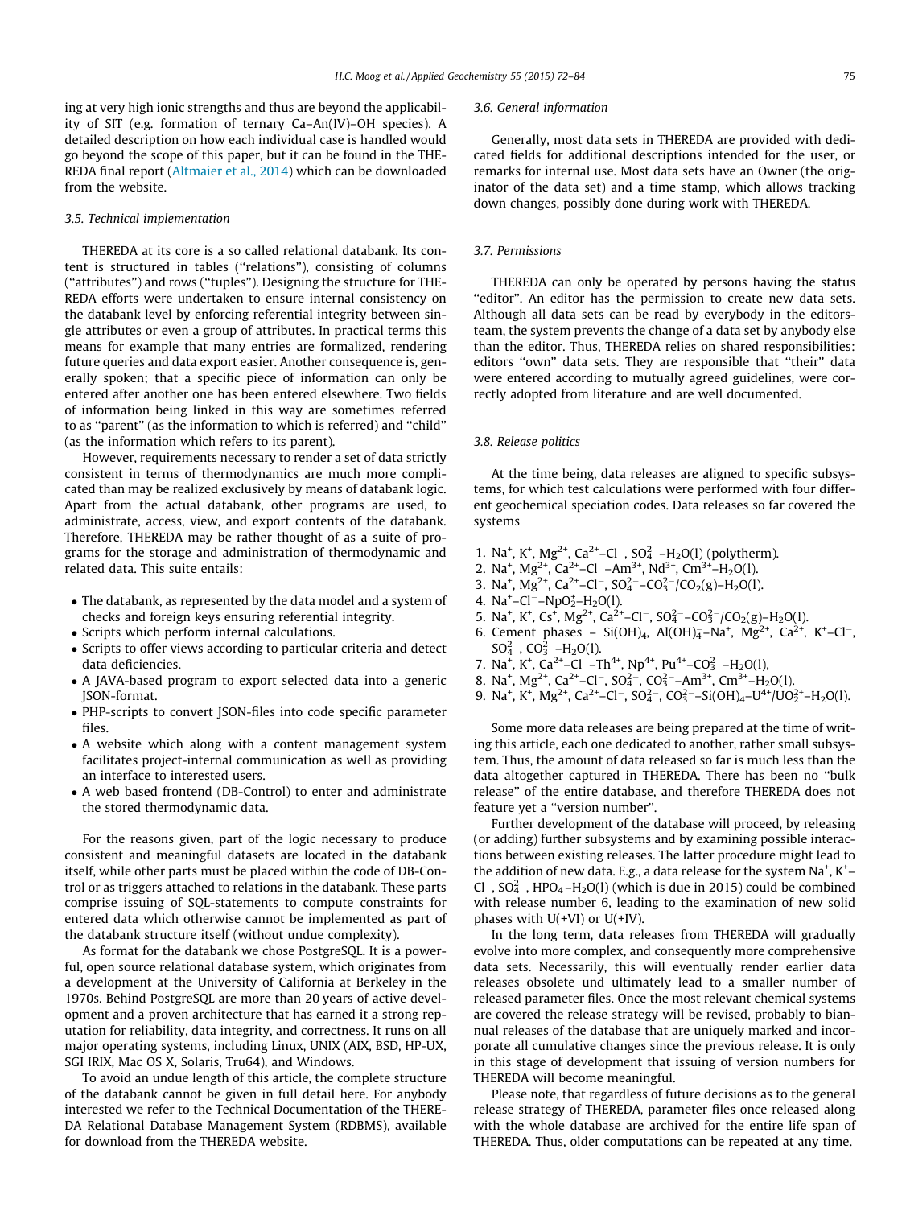ing at very high ionic strengths and thus are beyond the applicability of SIT (e.g. formation of ternary Ca–An(IV)–OH species). A detailed description on how each individual case is handled would go beyond the scope of this paper, but it can be found in the THEREDA final report (Altmaier et al., 2014) which can be downloaded from the website.

### 3.5. Technical implementation

THEREDA at its core is a so called relational databank. Its content is structured in tables (''relations''), consisting of columns (''attributes'') and rows (''tuples''). Designing the structure for THEREDA efforts were undertaken to ensure internal consistency on the databank level by enforcing referential integrity between single attributes or even a group of attributes. In practical terms this means for example that many entries are formalized, rendering future queries and data export easier. Another consequence is, generally spoken; that a specific piece of information can only be entered after another one has been entered elsewhere. Two fields of information being linked in this way are sometimes referred to as ''parent'' (as the information to which is referred) and ''child'' (as the information which refers to its parent).

However, requirements necessary to render a set of data strictly consistent in terms of thermodynamics are much more complicated than may be realized exclusively by means of databank logic. Apart from the actual databank, other programs are used, to administrate, access, view, and export contents of the databank. Therefore, THEREDA may be rather thought of as a suite of programs for the storage and administration of thermodynamic and related data. This suite entails:

- The databank, as represented by the data model and a system of checks and foreign keys ensuring referential integrity.
- Scripts which perform internal calculations.
- Scripts to offer views according to particular criteria and detect data deficiencies.
- A JAVA-based program to export selected data into a generic JSON-format.
- PHP-scripts to convert JSON-files into code specific parameter files.
- A website which along with a content management system facilitates project-internal communication as well as providing an interface to interested users.
- A web based frontend (DB-Control) to enter and administrate the stored thermodynamic data.

For the reasons given, part of the logic necessary to produce consistent and meaningful datasets are located in the databank itself, while other parts must be placed within the code of DB-Control or as triggers attached to relations in the databank. These parts comprise issuing of SQL-statements to compute constraints for entered data which otherwise cannot be implemented as part of the databank structure itself (without undue complexity).

As format for the databank we chose PostgreSQL. It is a powerful, open source relational database system, which originates from a development at the University of California at Berkeley in the 1970s. Behind PostgreSQL are more than 20 years of active development and a proven architecture that has earned it a strong reputation for reliability, data integrity, and correctness. It runs on all major operating systems, including Linux, UNIX (AIX, BSD, HP-UX, SGI IRIX, Mac OS X, Solaris, Tru64), and Windows.

To avoid an undue length of this article, the complete structure of the databank cannot be given in full detail here. For anybody interested we refer to the Technical Documentation of the THEREDA Relational Database Management System (RDBMS), available for download from the THEREDA website.

### 3.6. General information

Generally, most data sets in THEREDA are provided with dedicated fields for additional descriptions intended for the user, or remarks for internal use. Most data sets have an Owner (the originator of the data set) and a time stamp, which allows tracking down changes, possibly done during work with THEREDA.

### 3.7. Permissions

THEREDA can only be operated by persons having the status ''editor''. An editor has the permission to create new data sets. Although all data sets can be read by everybody in the editors-team, the system prevents the change of a data set by anybody else than the editor. Thus, THEREDA relies on shared responsibilities: editors ''own'' data sets. They are responsible that ''their'' data were entered according to mutually agreed guidelines, were correctly adopted from literature and are well documented.

### 3.8. Release politics

At the time being, data releases are aligned to specific subsystems, for which test calculations were performed with four different geochemical speciation codes. Data releases so far covered the systems

1. $Na^+$, $K^+$, $Mg^{2+}$, $Ca^{2+}$–$Cl^-$, $SO_4^{2-}$–$H_2O(l)$ (polytherm).
2. $Na^+$, $Mg^{2+}$, $Ca^{2+}$–$Cl^-$–$Am^{3+}$, $Nd^{3+}$, $Cm^{3+}$–$H_2O(l)$.
3. $Na^+$, $Mg^{2+}$, $Ca^{2+}$–$Cl^-$, $SO_4^{2-}$–$CO_3^{2-}$/$CO_2(g)$–$H_2O(l)$.
4. $Na^+$–$Cl^-$–$NpO_2^+$–$H_2O(l)$.
5. $Na^+$, $K^+$, $Cs^+$, $Mg^{2+}$, $Ca^{2+}$–$Cl^-$, $SO_4^{2-}$–$CO_3^{2-}$/$CO_2(g)$–$H_2O(l)$.
6. Cement phases – $Si(OH)_4$, $Al(OH)_4^-$–$Na^+$, $Mg^{2+}$, $Ca^{2+}$, $K^+$–$Cl^-$, $SO_4^{2-}$, $CO_3^{2-}$–$H_2O(l)$.
7. $Na^+$, $K^+$, $Ca^{2+}$–$Cl^-$–$Th^{4+}$, $Np^{4+}$, $Pu^{4+}$–$CO_3^{2-}$–$H_2O(l)$,
8. $Na^+$, $Mg^{2+}$, $Ca^{2+}$–$Cl^-$, $SO_4^{2-}$, $CO_3^{2-}$–$Am^{3+}$, $Cm^{3+}$–$H_2O(l)$.
9. $Na^+$, $K^+$, $Mg^{2+}$, $Ca^{2+}$–$Cl^-$, $SO_4^{2-}$, $CO_3^{2-}$–$Si(OH)_4$–$U^{4+}$/$UO_2^{2+}$–$H_2O(l)$.

Some more data releases are being prepared at the time of writing this article, each one dedicated to another, rather small subsystem. Thus, the amount of data released so far is much less than the data altogether captured in THEREDA. There has been no ''bulk release'' of the entire database, and therefore THEREDA does not feature yet a ''version number''.

Further development of the database will proceed, by releasing (or adding) further subsystems and by examining possible interactions between existing releases. The latter procedure might lead to the addition of new data. E.g., a data release for the system $Na^+$, $K^+$–$Cl^-$, $SO_4^{2-}$, $HPO_4^-$–$H_2O(l)$ (which is due in 2015) could be combined with release number 6, leading to the examination of new solid phases with U(+VI) or U(+IV).

In the long term, data releases from THEREDA will gradually evolve into more complex, and consequently more comprehensive data sets. Necessarily, this will eventually render earlier data releases obsolete und ultimately lead to a smaller number of released parameter files. Once the most relevant chemical systems are covered the release strategy will be revised, probably to biannual releases of the database that are uniquely marked and incorporate all cumulative changes since the previous release. It is only in this stage of development that issuing of version numbers for THEREDA will become meaningful.

Please note, that regardless of future decisions as to the general release strategy of THEREDA, parameter files once released along with the whole database are archived for the entire life span of THEREDA. Thus, older computations can be repeated at any time.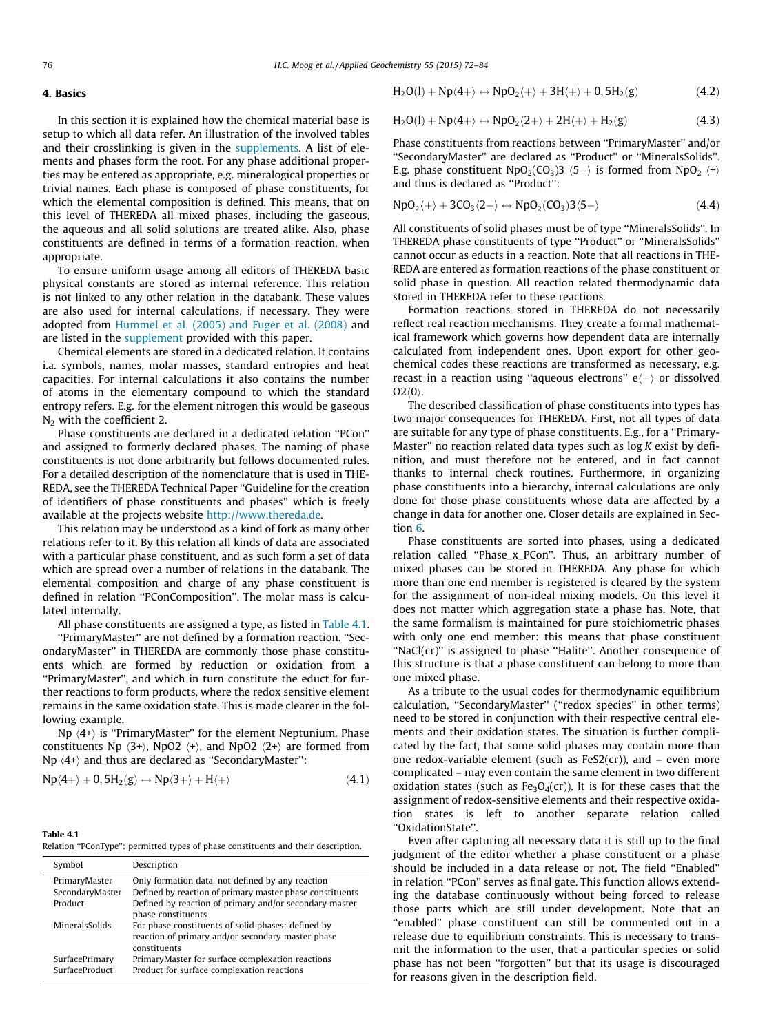## 4. Basics

In this section it is explained how the chemical material base is setup to which all data refer. An illustration of the involved tables and their crosslinking is given in the supplements. A list of elements and phases form the root. For any phase additional properties may be entered as appropriate, e.g. mineralogical properties or trivial names. Each phase is composed of phase constituents, for which the elemental composition is defined. This means, that on this level of THEREDA all mixed phases, including the gaseous, the aqueous and all solid solutions are treated alike. Also, phase constituents are defined in terms of a formation reaction, when appropriate.

To ensure uniform usage among all editors of THEREDA basic physical constants are stored as internal reference. This relation is not linked to any other relation in the databank. These values are also used for internal calculations, if necessary. They were adopted from Hummel et al. (2005) and Fuger et al. (2008) and are listed in the supplement provided with this paper.

Chemical elements are stored in a dedicated relation. It contains i.a. symbols, names, molar masses, standard entropies and heat capacities. For internal calculations it also contains the number of atoms in the elementary compound to which the standard entropy refers. E.g. for the element nitrogen this would be gaseous $N_2$ with the coefficient 2.

Phase constituents are declared in a dedicated relation "PCon" and assigned to formerly declared phases. The naming of phase constituents is not done arbitrarily but follows documented rules. For a detailed description of the nomenclature that is used in THEREDA, see the THEREDA Technical Paper "Guideline for the creation of identifiers of phase constituents and phases" which is freely available at the projects website http://www.thereda.de.

This relation may be understood as a kind of fork as many other relations refer to it. By this relation all kinds of data are associated with a particular phase constituent, and as such form a set of data which are spread over a number of relations in the databank. The elemental composition and charge of any phase constituent is defined in relation "PConComposition". The molar mass is calculated internally.

All phase constituents are assigned a type, as listed in Table 4.1.

"PrimaryMaster" are not defined by a formation reaction. "SecondaryMaster" in THEREDA are commonly those phase constituents which are formed by reduction or oxidation from a "PrimaryMaster", and which in turn constitute the educt for further reactions to form products, where the redox sensitive element remains in the same oxidation state. This is made clearer in the following example.

Np ⟨4+⟩ is "PrimaryMaster" for the element Neptunium. Phase constituents Np ⟨3+⟩, NpO2 ⟨+⟩, and NpO2 ⟨2+⟩ are formed from Np ⟨4+⟩ and thus are declared as "SecondaryMaster":

$$\mathrm{Np}\langle 4+\rangle + 0{,}5\mathrm{H_2(g)} \leftrightarrow \mathrm{Np}\langle 3+\rangle + \mathrm{H}\langle +\rangle \tag{4.1}$$

**Table 4.1**
Relation "PConType": permitted types of phase constituents and their description.

| Symbol | Description |
|---|---|
| PrimaryMaster | Only formation data, not defined by any reaction |
| SecondaryMaster | Defined by reaction of primary master phase constituents |
| Product | Defined by reaction of primary and/or secondary master phase constituents |
| MineralsSolids | For phase constituents of solid phases; defined by reaction of primary and/or secondary master phase constituents |
| SurfacePrimary | PrimaryMaster for surface complexation reactions |
| SurfaceProduct | Product for surface complexation reactions |

$$\mathrm{H_2O(l)} + \mathrm{Np}\langle 4+\rangle \leftrightarrow \mathrm{NpO_2}\langle +\rangle + 3\mathrm{H}\langle +\rangle + 0{,}5\mathrm{H_2(g)} \tag{4.2}$$

$$\mathrm{H_2O(l)} + \mathrm{Np}\langle 4+\rangle \leftrightarrow \mathrm{NpO_2}\langle 2+\rangle + 2\mathrm{H}\langle +\rangle + \mathrm{H_2(g)} \tag{4.3}$$

Phase constituents from reactions between "PrimaryMaster" and/or "SecondaryMaster" are declared as "Product" or "MineralsSolids". E.g. phase constituent NpO2(CO3)3 ⟨5−⟩ is formed from NpO2 ⟨+⟩ and thus is declared as "Product":

$$\mathrm{NpO_2}\langle +\rangle + 3\mathrm{CO_3}\langle 2-\rangle \leftrightarrow \mathrm{NpO_2(CO_3)3}\langle 5-\rangle \tag{4.4}$$

All constituents of solid phases must be of type "MineralsSolids". In THEREDA phase constituents of type "Product" or "MineralsSolids" cannot occur as educts in a reaction. Note that all reactions in THEREDA are entered as formation reactions of the phase constituent or solid phase in question. All reaction related thermodynamic data stored in THEREDA refer to these reactions.

Formation reactions stored in THEREDA do not necessarily reflect real reaction mechanisms. They create a formal mathematical framework which governs how dependent data are internally calculated from independent ones. Upon export for other geochemical codes these reactions are transformed as necessary, e.g. recast in a reaction using "aqueous electrons" e⟨−⟩ or dissolved O2⟨0⟩.

The described classification of phase constituents into types has two major consequences for THEREDA. First, not all types of data are suitable for any type of phase constituents. E.g., for a "PrimaryMaster" no reaction related data types such as log $K$ exist by definition, and must therefore not be entered, and in fact cannot thanks to internal check routines. Furthermore, in organizing phase constituents into a hierarchy, internal calculations are only done for those phase constituents whose data are affected by a change in data for another one. Closer details are explained in Section 6.

Phase constituents are sorted into phases, using a dedicated relation called "Phase_x_PCon". Thus, an arbitrary number of mixed phases can be stored in THEREDA. Any phase for which more than one end member is registered is cleared by the system for the assignment of non-ideal mixing models. On this level it does not matter which aggregation state a phase has. Note, that the same formalism is maintained for pure stoichiometric phases with only one end member: this means that phase constituent "NaCl(cr)" is assigned to phase "Halite". Another consequence of this structure is that a phase constituent can belong to more than one mixed phase.

As a tribute to the usual codes for thermodynamic equilibrium calculation, "SecondaryMaster" ("redox species" in other terms) need to be stored in conjunction with their respective central elements and their oxidation states. The situation is further complicated by the fact, that some solid phases may contain more than one redox-variable element (such as FeS2(cr)), and – even more complicated – may even contain the same element in two different oxidation states (such as $\mathrm{Fe_3O_4(cr)}$). It is for these cases that the assignment of redox-sensitive elements and their respective oxidation states is left to another separate relation called "OxidationState".

Even after capturing all necessary data it is still up to the final judgment of the editor whether a phase constituent or a phase should be included in a data release or not. The field "Enabled" in relation "PCon" serves as final gate. This function allows extending the database continuously without being forced to release those parts which are still under development. Note that an "enabled" phase constituent can still be commented out in a release due to equilibrium constraints. This is necessary to transmit the information to the user, that a particular species or solid phase has not been "forgotten" but that its usage is discouraged for reasons given in the description field.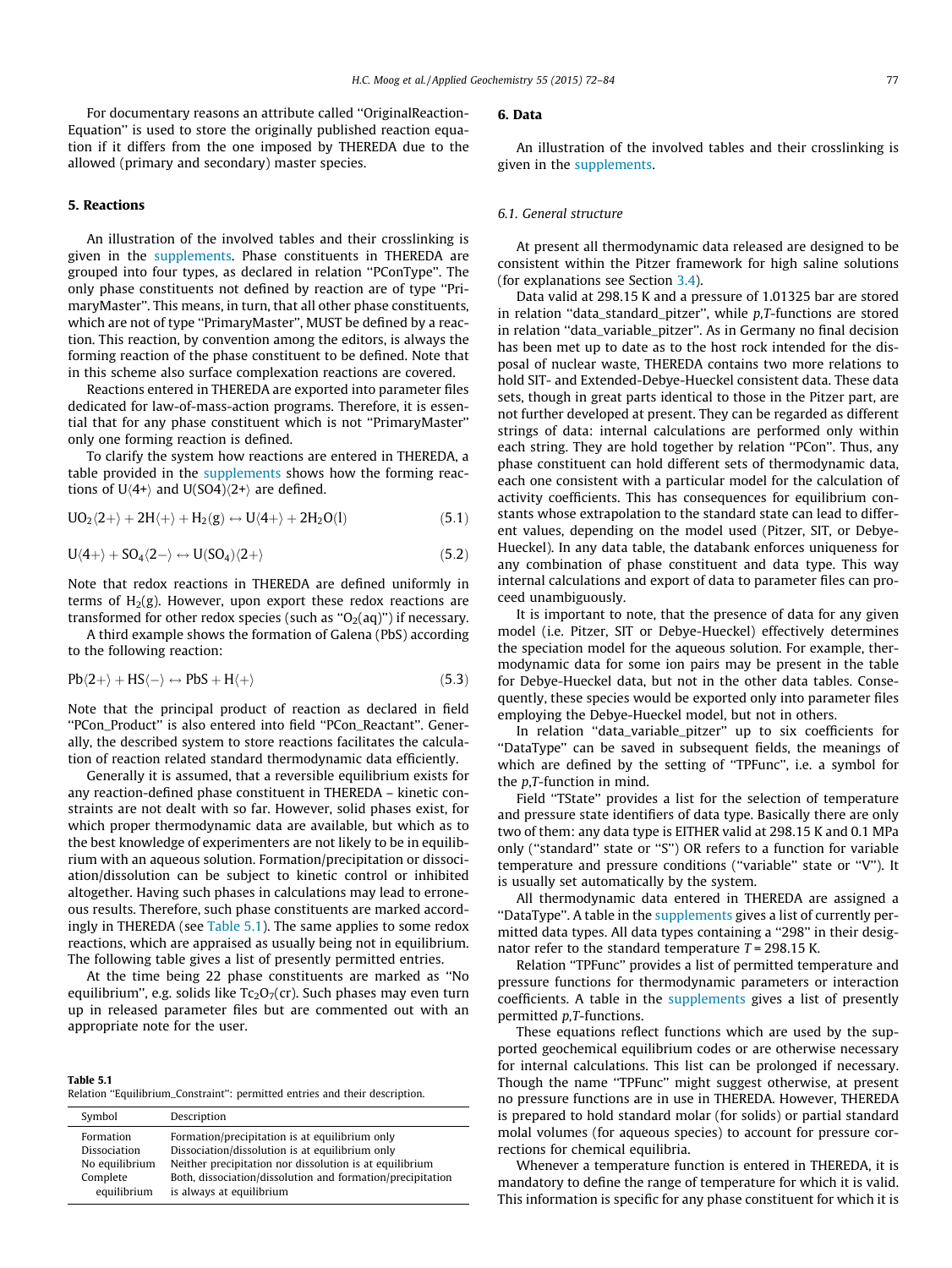For documentary reasons an attribute called "OriginalReactionEquation" is used to store the originally published reaction equation if it differs from the one imposed by THEREDA due to the allowed (primary and secondary) master species.

## 5. Reactions

An illustration of the involved tables and their crosslinking is given in the supplements. Phase constituents in THEREDA are grouped into four types, as declared in relation "PConType". The only phase constituents not defined by reaction are of type "PrimaryMaster". This means, in turn, that all other phase constituents, which are not of type "PrimaryMaster", MUST be defined by a reaction. This reaction, by convention among the editors, is always the forming reaction of the phase constituent to be defined. Note that in this scheme also surface complexation reactions are covered.

Reactions entered in THEREDA are exported into parameter files dedicated for law-of-mass-action programs. Therefore, it is essential that for any phase constituent which is not "PrimaryMaster" only one forming reaction is defined.

To clarify the system how reactions are entered in THEREDA, a table provided in the supplements shows how the forming reactions of U⟨4+⟩ and U(SO4)⟨2+⟩ are defined.

$$UO_2\langle 2+\rangle + 2H\langle +\rangle + H_2(g) \leftrightarrow U\langle 4+\rangle + 2H_2O(l) \quad (5.1)$$

$$U\langle 4+\rangle + SO_4\langle 2-\rangle \leftrightarrow U(SO_4)\langle 2+\rangle \quad (5.2)$$

Note that redox reactions in THEREDA are defined uniformly in terms of $H_2(g)$. However, upon export these redox reactions are transformed for other redox species (such as "$O_2(aq)$") if necessary.

A third example shows the formation of Galena (PbS) according to the following reaction:

$$Pb\langle 2+\rangle + HS\langle -\rangle \leftrightarrow PbS + H\langle +\rangle \quad (5.3)$$

Note that the principal product of reaction as declared in field "PCon_Product" is also entered into field "PCon_Reactant". Generally, the described system to store reactions facilitates the calculation of reaction related standard thermodynamic data efficiently.

Generally it is assumed, that a reversible equilibrium exists for any reaction-defined phase constituent in THEREDA – kinetic constraints are not dealt with so far. However, solid phases exist, for which proper thermodynamic data are available, but which as to the best knowledge of experimenters are not likely to be in equilibrium with an aqueous solution. Formation/precipitation or dissociation/dissolution can be subject to kinetic control or inhibited altogether. Having such phases in calculations may lead to erroneous results. Therefore, such phase constituents are marked accordingly in THEREDA (see Table 5.1). The same applies to some redox reactions, which are appraised as usually being not in equilibrium. The following table gives a list of presently permitted entries.

At the time being 22 phase constituents are marked as "No equilibrium", e.g. solids like $Tc_2O_7$(cr). Such phases may even turn up in released parameter files but are commented out with an appropriate note for the user.

**Table 5.1**
Relation "Equilibrium_Constraint": permitted entries and their description.

| Symbol | Description |
|---|---|
| Formation | Formation/precipitation is at equilibrium only |
| Dissociation | Dissociation/dissolution is at equilibrium only |
| No equilibrium | Neither precipitation nor dissolution is at equilibrium |
| Complete equilibrium | Both, dissociation/dissolution and formation/precipitation is always at equilibrium |

## 6. Data

An illustration of the involved tables and their crosslinking is given in the supplements.

### 6.1. General structure

At present all thermodynamic data released are designed to be consistent within the Pitzer framework for high saline solutions (for explanations see Section 3.4).

Data valid at 298.15 K and a pressure of 1.01325 bar are stored in relation "data_standard_pitzer", while *p*,*T*-functions are stored in relation "data_variable_pitzer". As in Germany no final decision has been met up to date as to the host rock intended for the disposal of nuclear waste, THEREDA contains two more relations to hold SIT- and Extended-Debye-Hueckel consistent data. These data sets, though in great parts identical to those in the Pitzer part, are not further developed at present. They can be regarded as different strings of data: internal calculations are performed only within each string. They are hold together by relation "PCon". Thus, any phase constituent can hold different sets of thermodynamic data, each one consistent with a particular model for the calculation of activity coefficients. This has consequences for equilibrium constants whose extrapolation to the standard state can lead to different values, depending on the model used (Pitzer, SIT, or Debye-Hueckel). In any data table, the databank enforces uniqueness for any combination of phase constituent and data type. This way internal calculations and export of data to parameter files can proceed unambiguously.

It is important to note, that the presence of data for any given model (i.e. Pitzer, SIT or Debye-Hueckel) effectively determines the speciation model for the aqueous solution. For example, thermodynamic data for some ion pairs may be present in the table for Debye-Hueckel data, but not in the other data tables. Consequently, these species would be exported only into parameter files employing the Debye-Hueckel model, but not in others.

In relation "data_variable_pitzer" up to six coefficients for "DataType" can be saved in subsequent fields, the meanings of which are defined by the setting of "TPFunc", i.e. a symbol for the *p*,*T*-function in mind.

Field "TState" provides a list for the selection of temperature and pressure state identifiers of data type. Basically there are only two of them: any data type is EITHER valid at 298.15 K and 0.1 MPa only ("standard" state or "S") OR refers to a function for variable temperature and pressure conditions ("variable" state or "V"). It is usually set automatically by the system.

All thermodynamic data entered in THEREDA are assigned a "DataType". A table in the supplements gives a list of currently permitted data types. All data types containing a "298" in their designator refer to the standard temperature $T = 298.15$ K.

Relation "TPFunc" provides a list of permitted temperature and pressure functions for thermodynamic parameters or interaction coefficients. A table in the supplements gives a list of presently permitted *p*,*T*-functions.

These equations reflect functions which are used by the supported geochemical equilibrium codes or are otherwise necessary for internal calculations. This list can be prolonged if necessary. Though the name "TPFunc" might suggest otherwise, at present no pressure functions are in use in THEREDA. However, THEREDA is prepared to hold standard molar (for solids) or partial standard molal volumes (for aqueous species) to account for pressure corrections for chemical equilibria.

Whenever a temperature function is entered in THEREDA, it is mandatory to define the range of temperature for which it is valid. This information is specific for any phase constituent for which it is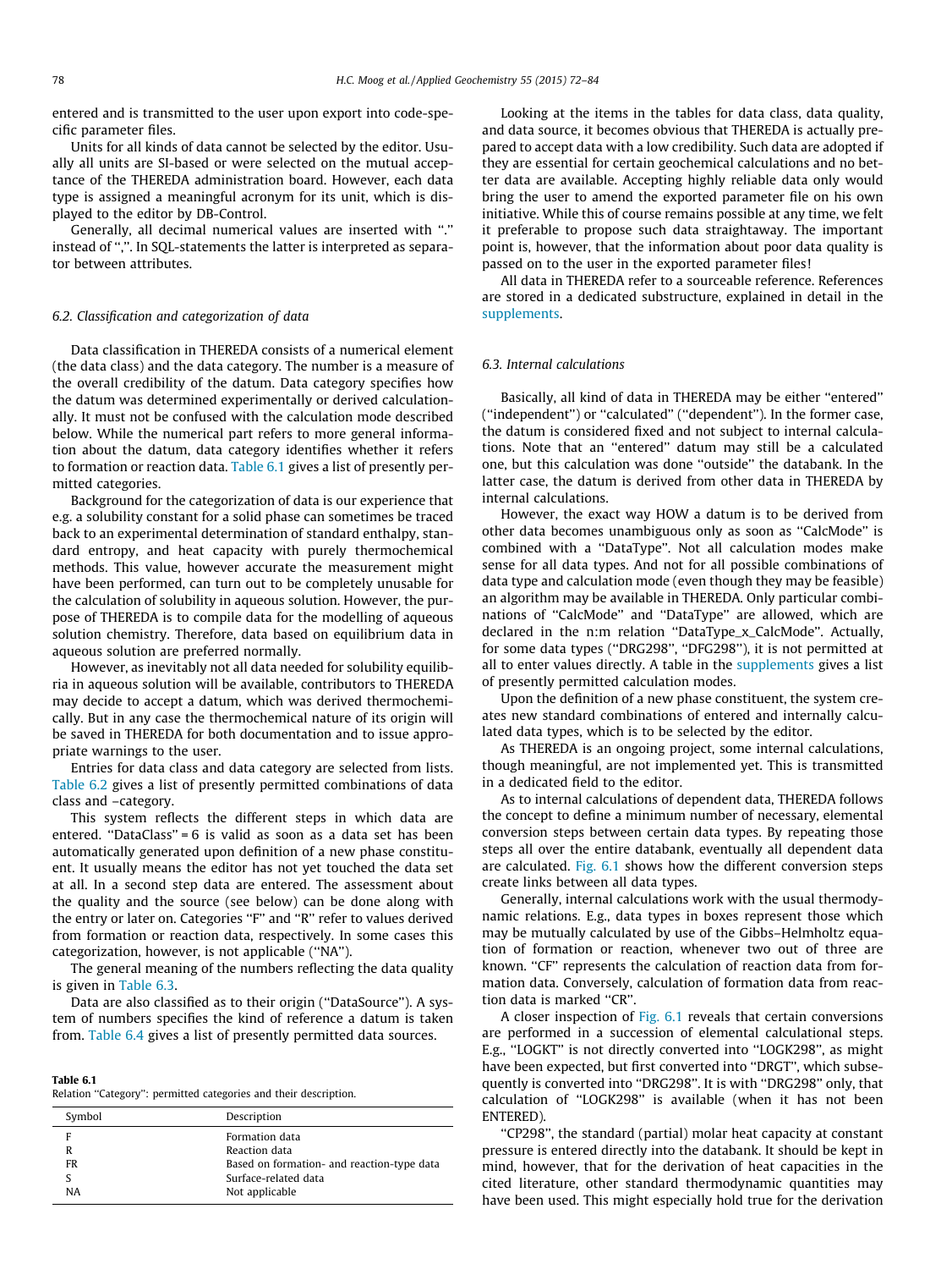entered and is transmitted to the user upon export into code-specific parameter files.

Units for all kinds of data cannot be selected by the editor. Usually all units are SI-based or were selected on the mutual acceptance of the THEREDA administration board. However, each data type is assigned a meaningful acronym for its unit, which is displayed to the editor by DB-Control.

Generally, all decimal numerical values are inserted with "." instead of ",". In SQL-statements the latter is interpreted as separator between attributes.

### 6.2. Classification and categorization of data

Data classification in THEREDA consists of a numerical element (the data class) and the data category. The number is a measure of the overall credibility of the datum. Data category specifies how the datum was determined experimentally or derived calculationally. It must not be confused with the calculation mode described below. While the numerical part refers to more general information about the datum, data category identifies whether it refers to formation or reaction data. Table 6.1 gives a list of presently permitted categories.

Background for the categorization of data is our experience that e.g. a solubility constant for a solid phase can sometimes be traced back to an experimental determination of standard enthalpy, standard entropy, and heat capacity with purely thermochemical methods. This value, however accurate the measurement might have been performed, can turn out to be completely unusable for the calculation of solubility in aqueous solution. However, the purpose of THEREDA is to compile data for the modelling of aqueous solution chemistry. Therefore, data based on equilibrium data in aqueous solution are preferred normally.

However, as inevitably not all data needed for solubility equilibria in aqueous solution will be available, contributors to THEREDA may decide to accept a datum, which was derived thermochemically. But in any case the thermochemical nature of its origin will be saved in THEREDA for both documentation and to issue appropriate warnings to the user.

Entries for data class and data category are selected from lists. Table 6.2 gives a list of presently permitted combinations of data class and –category.

This system reflects the different steps in which data are entered. "DataClass" = 6 is valid as soon as a data set has been automatically generated upon definition of a new phase constituent. It usually means the editor has not yet touched the data set at all. In a second step data are entered. The assessment about the quality and the source (see below) can be done along with the entry or later on. Categories "F" and "R" refer to values derived from formation or reaction data, respectively. In some cases this categorization, however, is not applicable ("NA").

The general meaning of the numbers reflecting the data quality is given in Table 6.3.

Data are also classified as to their origin ("DataSource"). A system of numbers specifies the kind of reference a datum is taken from. Table 6.4 gives a list of presently permitted data sources.

**Table 6.1**
Relation "Category": permitted categories and their description.

| Symbol | Description |
|---|---|
| F | Formation data |
| R | Reaction data |
| FR | Based on formation- and reaction-type data |
| S | Surface-related data |
| NA | Not applicable |

Looking at the items in the tables for data class, data quality, and data source, it becomes obvious that THEREDA is actually prepared to accept data with a low credibility. Such data are adopted if they are essential for certain geochemical calculations and no better data are available. Accepting highly reliable data only would bring the user to amend the exported parameter file on his own initiative. While this of course remains possible at any time, we felt it preferable to propose such data straightaway. The important point is, however, that the information about poor data quality is passed on to the user in the exported parameter files!

All data in THEREDA refer to a sourceable reference. References are stored in a dedicated substructure, explained in detail in the supplements.

### 6.3. Internal calculations

Basically, all kind of data in THEREDA may be either "entered" ("independent") or "calculated" ("dependent"). In the former case, the datum is considered fixed and not subject to internal calculations. Note that an "entered" datum may still be a calculated one, but this calculation was done "outside" the databank. In the latter case, the datum is derived from other data in THEREDA by internal calculations.

However, the exact way HOW a datum is to be derived from other data becomes unambiguous only as soon as "CalcMode" is combined with "DataType". Not all calculation modes make sense for all data types. And not for all possible combinations of data type and calculation mode (even though they may be feasible) an algorithm may be available in THEREDA. Only particular combinations of "CalcMode" and "DataType" are allowed, which are declared in the n:m relation "DataType_x_CalcMode". Actually, for some data types ("DRG298", "DFG298"), it is not permitted at all to enter values directly. A table in the supplements gives a list of presently permitted calculation modes.

Upon the definition of a new phase constituent, the system creates new standard combinations of entered and internally calculated data types, which is to be selected by the editor.

As THEREDA is an ongoing project, some internal calculations, though meaningful, are not implemented yet. This is transmitted in a dedicated field to the editor.

As to internal calculations of dependent data, THEREDA follows the concept to define a minimum number of necessary, elemental conversion steps between certain data types. By repeating those steps all over the entire databank, eventually all dependent data are calculated. Fig. 6.1 shows how the different conversion steps create links between all data types.

Generally, internal calculations work with the usual thermodynamic relations. E.g., data types in boxes represent those which may be mutually calculated by use of the Gibbs–Helmholtz equation of formation or reaction, whenever two out of three are known. "CF" represents the calculation of reaction data from formation data. Conversely, calculation of formation data from reaction data is marked "CR".

A closer inspection of Fig. 6.1 reveals that certain conversions are performed in a succession of elemental calculational steps. E.g., "LOGKT" is not directly converted into "LOGK298", as might have been expected, but first converted into "DRGT", which subsequently is converted into "DRG298". It is with "DRG298" only, that calculation of "LOGK298" is available (when it has not been ENTERED).

"CP298", the standard (partial) molar heat capacity at constant pressure is entered directly into the databank. It should be kept in mind, however, that for the derivation of heat capacities in the cited literature, other standard thermodynamic quantities may have been used. This might especially hold true for the derivation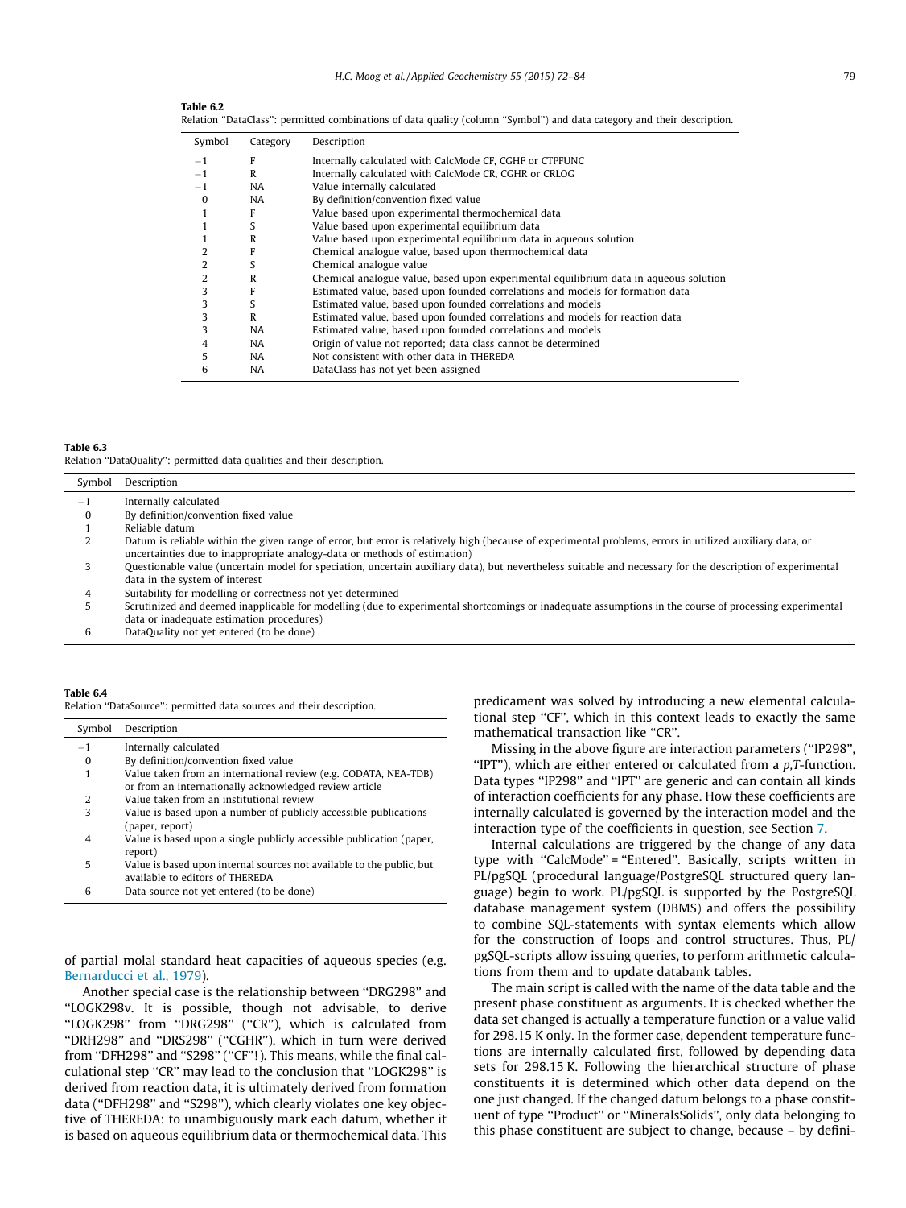**Table 6.2**
Relation "DataClass": permitted combinations of data quality (column "Symbol") and data category and their description.

| Symbol | Category | Description |
|---|---|---|
| −1 | F | Internally calculated with CalcMode CF, CGHF or CTPFUNC |
| −1 | R | Internally calculated with CalcMode CR, CGHR or CRLOG |
| −1 | NA | Value internally calculated |
| 0 | NA | By definition/convention fixed value |
| 1 | F | Value based upon experimental thermochemical data |
| 1 | S | Value based upon experimental equilibrium data |
| 1 | R | Value based upon experimental equilibrium data in aqueous solution |
| 2 | F | Chemical analogue value, based upon thermochemical data |
| 2 | S | Chemical analogue value |
| 2 | R | Chemical analogue value, based upon experimental equilibrium data in aqueous solution |
| 3 | F | Estimated value, based upon founded correlations and models for formation data |
| 3 | S | Estimated value, based upon founded correlations and models |
| 3 | R | Estimated value, based upon founded correlations and models for reaction data |
| 3 | NA | Estimated value, based upon founded correlations and models |
| 4 | NA | Origin of value not reported; data class cannot be determined |
| 5 | NA | Not consistent with other data in THEREDA |
| 6 | NA | DataClass has not yet been assigned |

**Table 6.3**
Relation "DataQuality": permitted data qualities and their description.

| Symbol | Description |
|---|---|
| −1 | Internally calculated |
| 0 | By definition/convention fixed value |
| 1 | Reliable datum |
| 2 | Datum is reliable within the given range of error, but error is relatively high (because of experimental problems, errors in utilized auxiliary data, or uncertainties due to inappropriate analogy-data or methods of estimation) |
| 3 | Questionable value (uncertain model for speciation, uncertain auxiliary data), but nevertheless suitable and necessary for the description of experimental data in the system of interest |
| 4 | Suitability for modelling or correctness not yet determined |
| 5 | Scrutinized and deemed inapplicable for modelling (due to experimental shortcomings or inadequate assumptions in the course of processing experimental data or inadequate estimation procedures) |
| 6 | DataQuality not yet entered (to be done) |

**Table 6.4**
Relation "DataSource": permitted data sources and their description.

| Symbol | Description |
|---|---|
| −1 | Internally calculated |
| 0 | By definition/convention fixed value |
| 1 | Value taken from an international review (e.g. CODATA, NEA-TDB) or from an internationally acknowledged review article |
| 2 | Value taken from an institutional review |
| 3 | Value is based upon a number of publicly accessible publications (paper, report) |
| 4 | Value is based upon a single publicly accessible publication (paper, report) |
| 5 | Value is based upon internal sources not available to the public, but available to editors of THEREDA |
| 6 | Data source not yet entered (to be done) |

of partial molal standard heat capacities of aqueous species (e.g. Bernarducci et al., 1979).

Another special case is the relationship between "DRG298" and "LOGK298v. It is possible, though not advisable, to derive "LOGK298" from "DRG298" ("CR"), which is calculated from "DRH298" and "DRS298" ("CGHR"), which in turn were derived from "DFH298" and "S298" ("CF"!). This means, while the final calculational step "CR" may lead to the conclusion that "LOGK298" is derived from reaction data, it is ultimately derived from formation data ("DFH298" and "S298"), which clearly violates one key objective of THEREDA: to unambiguously mark each datum, whether it is based on aqueous equilibrium data or thermochemical data. This predicament was solved by introducing a new elemental calculational step "CF", which in this context leads to exactly the same mathematical transaction like "CR".

Missing in the above figure are interaction parameters ("IP298", "IPT"), which are either entered or calculated from a *p*,*T*-function. Data types "IP298" and "IPT" are generic and can contain all kinds of interaction coefficients for any phase. How these coefficients are internally calculated is governed by the interaction model and the interaction type of the coefficients in question, see Section 7.

Internal calculations are triggered by the change of any data type with "CalcMode" = "Entered". Basically, scripts written in PL/pgSQL (procedural language/PostgreSQL structured query language) begin to work. PL/pgSQL is supported by the PostgreSQL database management system (DBMS) and offers the possibility to combine SQL-statements with syntax elements which allow for the construction of loops and control structures. Thus, PL/pgSQL-scripts allow issuing queries, to perform arithmetic calculations from them and to update databank tables.

The main script is called with the name of the data table and the present phase constituent as arguments. It is checked whether the data set changed is actually a temperature function or a value valid for 298.15 K only. In the former case, dependent temperature functions are internally calculated first, followed by depending data sets for 298.15 K. Following the hierarchical structure of phase constituents it is determined which other data depend on the one just changed. If the changed datum belongs to a phase constituent of type "Product" or "MineralsSolids", only data belonging to this phase constituent are subject to change, because – by defini-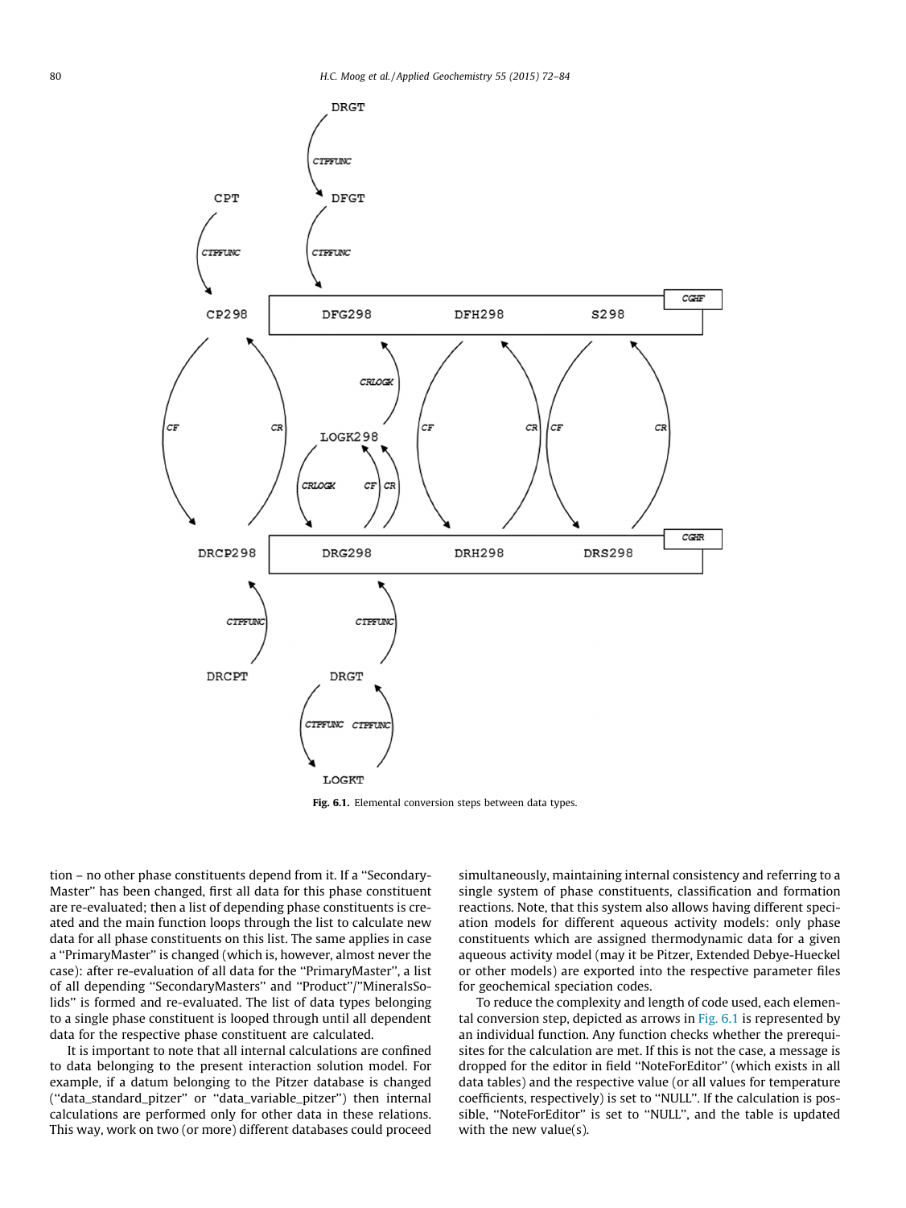Fig. 6.1. Elemental conversion steps between data types.

tion – no other phase constituents depend from it. If a ''Secondary-Master'' has been changed, first all data for this phase constituent are re-evaluated; then a list of depending phase constituents is created and the main function loops through the list to calculate new data for all phase constituents on this list. The same applies in case a ''PrimaryMaster'' is changed (which is, however, almost never the case): after re-evaluation of all data for the ''PrimaryMaster'', a list of all depending ''SecondaryMasters'' and ''Product''/''MineralsSolids'' is formed and re-evaluated. The list of data types belonging to a single phase constituent is looped through until all dependent data for the respective phase constituent are calculated.

It is important to note that all internal calculations are confined to data belonging to the present interaction solution model. For example, if a datum belonging to the Pitzer database is changed (''data_standard_pitzer'' or ''data_variable_pitzer'') then internal calculations are performed only for other data in these relations. This way, work on two (or more) different databases could proceed simultaneously, maintaining internal consistency and referring to a single system of phase constituents, classification and formation reactions. Note, that this system also allows having different speciation models for different aqueous activity models: only phase constituents which are assigned thermodynamic data for a given aqueous activity model (may it be Pitzer, Extended Debye-Hueckel or other models) are exported into the respective parameter files for geochemical speciation codes.

To reduce the complexity and length of code used, each elemental conversion step, depicted as arrows in Fig. 6.1 is represented by an individual function. Any function checks whether the prerequisites for the calculation are met. If this is not the case, a message is dropped for the editor in field ''NoteForEditor'' (which exists in all data tables) and the respective value (or all values for temperature coefficients, respectively) is set to ''NULL''. If the calculation is possible, ''NoteForEditor'' is set to ''NULL'', and the table is updated with the new value(s).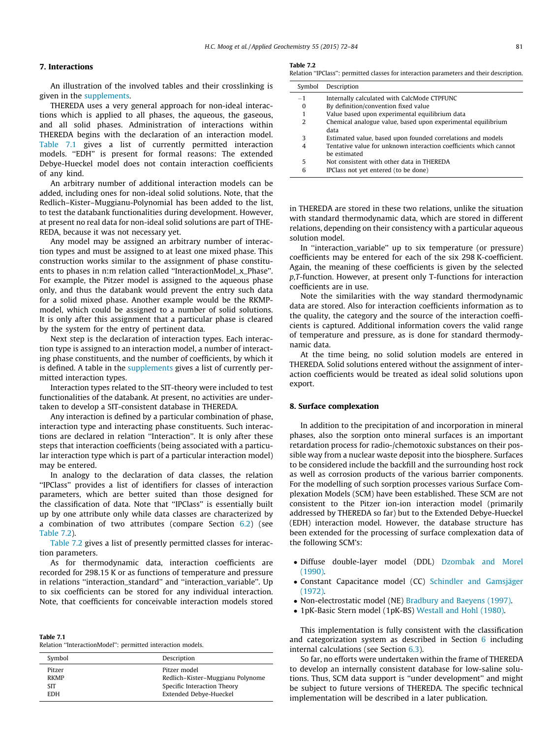## 7. Interactions

An illustration of the involved tables and their crosslinking is given in the supplements.

THEREDA uses a very general approach for non-ideal interactions which is applied to all phases, the aqueous, the gaseous, and all solid phases. Administration of interactions within THEREDA begins with the declaration of an interaction model. Table 7.1 gives a list of currently permitted interaction models. ''EDH'' is present for formal reasons: The extended Debye-Hueckel model does not contain interaction coefficients of any kind.

An arbitrary number of additional interaction models can be added, including ones for non-ideal solid solutions. Note, that the Redlich–Kister–Muggianu-Polynomial has been added to the list, to test the databank functionalities during development. However, at present no real data for non-ideal solid solutions are part of THEREDA, because it was not necessary yet.

Any model may be assigned an arbitrary number of interaction types and must be assigned to at least one mixed phase. This construction works similar to the assignment of phase constituents to phases in n:m relation called ''InteractionModel_x_Phase''. For example, the Pitzer model is assigned to the aqueous phase only, and thus the databank would prevent the entry such data for a solid mixed phase. Another example would be the RKMP-model, which could be assigned to a number of solid solutions. It is only after this assignment that a particular phase is cleared by the system for the entry of pertinent data.

Next step is the declaration of interaction types. Each interaction type is assigned to an interaction model, a number of interacting phase constituents, and the number of coefficients, by which it is defined. A table in the supplements gives a list of currently permitted interaction types.

Interaction types related to the SIT-theory were included to test functionalities of the databank. At present, no activities are undertaken to develop a SIT-consistent database in THEREDA.

Any interaction is defined by a particular combination of phase, interaction type and interacting phase constituents. Such interactions are declared in relation ''Interaction''. It is only after these steps that interaction coefficients (being associated with a particular interaction type which is part of a particular interaction model) may be entered.

In analogy to the declaration of data classes, the relation ''IPClass'' provides a list of identifiers for classes of interaction parameters, which are better suited than those designed for the classification of data. Note that ''IPClass'' is essentially built up by only one attribute only while data classes are characterized by a combination of two attributes (compare Section 6.2) (see Table 7.2).

Table 7.2 gives a list of presently permitted classes for interaction parameters.

As for thermodynamic data, interaction coefficients are recorded for 298.15 K or as functions of temperature and pressure in relations ''interaction_standard'' and ''interaction_variable''. Up to six coefficients can be stored for any individual interaction. Note, that coefficients for conceivable interaction models stored in THEREDA are stored in these two relations, unlike the situation with standard thermodynamic data, which are stored in different relations, depending on their consistency with a particular aqueous solution model.

In ''interaction_variable'' up to six temperature (or pressure) coefficients may be entered for each of the six 298 K-coefficient. Again, the meaning of these coefficients is given by the selected *p*,*T*-function. However, at present only T-functions for interaction coefficients are in use.

Note the similarities with the way standard thermodynamic data are stored. Also for interaction coefficients information as to the quality, the category and the source of the interaction coefficients is captured. Additional information covers the valid range of temperature and pressure, as is done for standard thermodynamic data.

At the time being, no solid solution models are entered in THEREDA. Solid solutions entered without the assignment of interaction coefficients would be treated as ideal solid solutions upon export.

**Table 7.1**
Relation ''InteractionModel'': permitted interaction models.

| Symbol | Description |
|---|---|
| Pitzer | Pitzer model |
| RKMP | Redlich–Kister–Muggianu Polynome |
| SIT | Specific Interaction Theory |
| EDH | Extended Debye-Hueckel |

**Table 7.2**
Relation ''IPClass'': permitted classes for interaction parameters and their description.

| Symbol | Description |
|---|---|
| −1 | Internally calculated with CalcMode CTPFUNC |
| 0 | By definition/convention fixed value |
| 1 | Value based upon experimental equilibrium data |
| 2 | Chemical analogue value, based upon experimental equilibrium data |
| 3 | Estimated value, based upon founded correlations and models |
| 4 | Tentative value for unknown interaction coefficients which cannot be estimated |
| 5 | Not consistent with other data in THEREDA |
| 6 | IPClass not yet entered (to be done) |

## 8. Surface complexation

In addition to the precipitation of and incorporation in mineral phases, also the sorption onto mineral surfaces is an important retardation process for radio-/chemotoxic substances on their possible way from a nuclear waste deposit into the biosphere. Surfaces to be considered include the backfill and the surrounding host rock as well as corrosion products of the various barrier components. For the modelling of such sorption processes various Surface Complexation Models (SCM) have been established. These SCM are not consistent to the Pitzer ion-ion interaction model (primarily addressed by THEREDA so far) but to the Extended Debye-Hueckel (EDH) interaction model. However, the database structure has been extended for the processing of surface complexation data of the following SCM's:

- Diffuse double-layer model (DDL) Dzombak and Morel (1990).
- Constant Capacitance model (CC) Schindler and Gamsjäger (1972).
- Non-electrostatic model (NE) Bradbury and Baeyens (1997).
- 1pK-Basic Stern model (1pK-BS) Westall and Hohl (1980).

This implementation is fully consistent with the classification and categorization system as described in Section 6 including internal calculations (see Section 6.3).

So far, no efforts were undertaken within the frame of THEREDA to develop an internally consistent database for low-saline solutions. Thus, SCM data support is ''under development'' and might be subject to future versions of THEREDA. The specific technical implementation will be described in a later publication.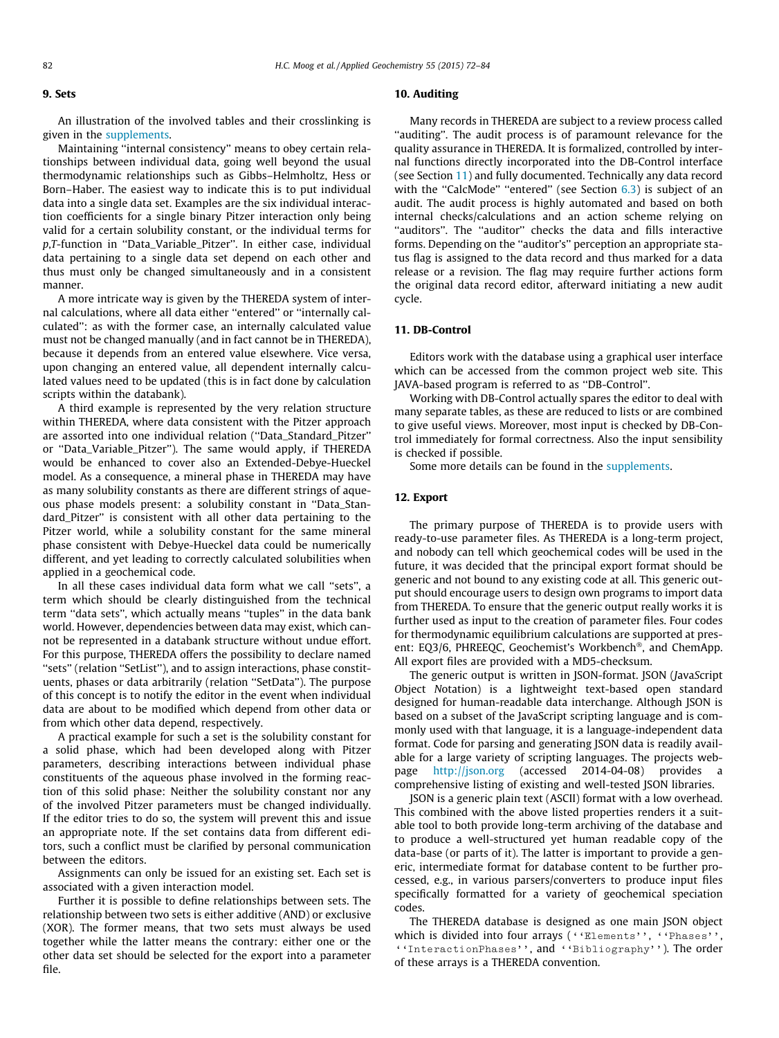## 9. Sets

An illustration of the involved tables and their crosslinking is given in the supplements.

Maintaining ''internal consistency'' means to obey certain relationships between individual data, going well beyond the usual thermodynamic relationships such as Gibbs–Helmholtz, Hess or Born–Haber. The easiest way to indicate this is to put individual data into a single data set. Examples are the six individual interaction coefficients for a single binary Pitzer interaction only being valid for a certain solubility constant, or the individual terms for *p*,*T*-function in ''Data_Variable_Pitzer''. In either case, individual data pertaining to a single data set depend on each other and thus must only be changed simultaneously and in a consistent manner.

A more intricate way is given by the THEREDA system of internal calculations, where all data either ''entered'' or ''internally calculated'': as with the former case, an internally calculated value must not be changed manually (and in fact cannot be in THEREDA), because it depends from an entered value elsewhere. Vice versa, upon changing an entered value, all dependent internally calculated values need to be updated (this is in fact done by calculation scripts within the databank).

A third example is represented by the very relation structure within THEREDA, where data consistent with the Pitzer approach are assorted into one individual relation (''Data_Standard_Pitzer'' or ''Data_Variable_Pitzer''). The same would apply, if THEREDA would be enhanced to cover also an Extended-Debye-Hueckel model. As a consequence, a mineral phase in THEREDA may have as many solubility constants as there are different strings of aqueous phase models present: a solubility constant in ''Data_Standard_Pitzer'' is consistent with all other data pertaining to the Pitzer world, while a solubility constant for the same mineral phase consistent with Debye-Hueckel data could be numerically different, and yet leading to correctly calculated solubilities when applied in a geochemical code.

In all these cases individual data form what we call ''sets'', a term which should be clearly distinguished from the technical term ''data sets'', which actually means ''tuples'' in the data bank world. However, dependencies between data may exist, which cannot be represented in a databank structure without undue effort. For this purpose, THEREDA offers the possibility to declare named ''sets'' (relation ''SetList''), and to assign interactions, phase constituents, phases or data arbitrarily (relation ''SetData''). The purpose of this concept is to notify the editor in the event when individual data are about to be modified which depend from other data or from which other data depend, respectively.

A practical example for such a set is the solubility constant for a solid phase, which had been developed along with Pitzer parameters, describing interactions between individual phase constituents of the aqueous phase involved in the forming reaction of this solid phase: Neither the solubility constant nor any of the involved Pitzer parameters must be changed individually. If the editor tries to do so, the system will prevent this and issue an appropriate note. If the set contains data from different editors, such a conflict must be clarified by personal communication between the editors.

Assignments can only be issued for an existing set. Each set is associated with a given interaction model.

Further it is possible to define relationships between sets. The relationship between two sets is either additive (AND) or exclusive (XOR). The former means, that two sets must always be used together while the latter means the contrary: either one or the other data set should be selected for the export into a parameter file.

## 10. Auditing

Many records in THEREDA are subject to a review process called ''auditing''. The audit process is of paramount relevance for the quality assurance in THEREDA. It is formalized, controlled by internal functions directly incorporated into the DB-Control interface (see Section 11) and fully documented. Technically any data record with the ''CalcMode'' ''entered'' (see Section 6.3) is subject of an audit. The audit process is highly automated and based on both internal checks/calculations and an action scheme relying on ''auditors''. The ''auditor'' checks the data and fills interactive forms. Depending on the ''auditor's'' perception an appropriate status flag is assigned to the data record and thus marked for a data release or a revision. The flag may require further actions form the original data record editor, afterward initiating a new audit cycle.

## 11. DB-Control

Editors work with the database using a graphical user interface which can be accessed from the common project web site. This JAVA-based program is referred to as ''DB-Control''.

Working with DB-Control actually spares the editor to deal with many separate tables, as these are reduced to lists or are combined to give useful views. Moreover, most input is checked by DB-Control immediately for formal correctness. Also the input sensibility is checked if possible.

Some more details can be found in the supplements.

## 12. Export

The primary purpose of THEREDA is to provide users with ready-to-use parameter files. As THEREDA is a long-term project, and nobody can tell which geochemical codes will be used in the future, it was decided that the principal export format should be generic and not bound to any existing code at all. This generic output should encourage users to design own programs to import data from THEREDA. To ensure that the generic output really works it is further used as input to the creation of parameter files. Four codes for thermodynamic equilibrium calculations are supported at present: EQ3/6, PHREEQC, Geochemist's Workbench®, and ChemApp. All export files are provided with a MD5-checksum.

The generic output is written in JSON-format. JSON (*J*ava*S*cript *O*bject *N*otation) is a lightweight text-based open standard designed for human-readable data interchange. Although JSON is based on a subset of the JavaScript scripting language and is commonly used with that language, it is a language-independent data format. Code for parsing and generating JSON data is readily available for a large variety of scripting languages. The projects webpage http://json.org (accessed 2014-04-08) provides a comprehensive listing of existing and well-tested JSON libraries.

JSON is a generic plain text (ASCII) format with a low overhead. This combined with the above listed properties renders it a suitable tool to both provide long-term archiving of the database and to produce a well-structured yet human readable copy of the data-base (or parts of it). The latter is important to provide a generic, intermediate format for database content to be further processed, e.g., in various parsers/converters to produce input files specifically formatted for a variety of geochemical speciation codes.

The THEREDA database is designed as one main JSON object which is divided into four arrays (''Elements'', ''Phases'', ''InteractionPhases'', and ''Bibliography''). The order of these arrays is a THEREDA convention.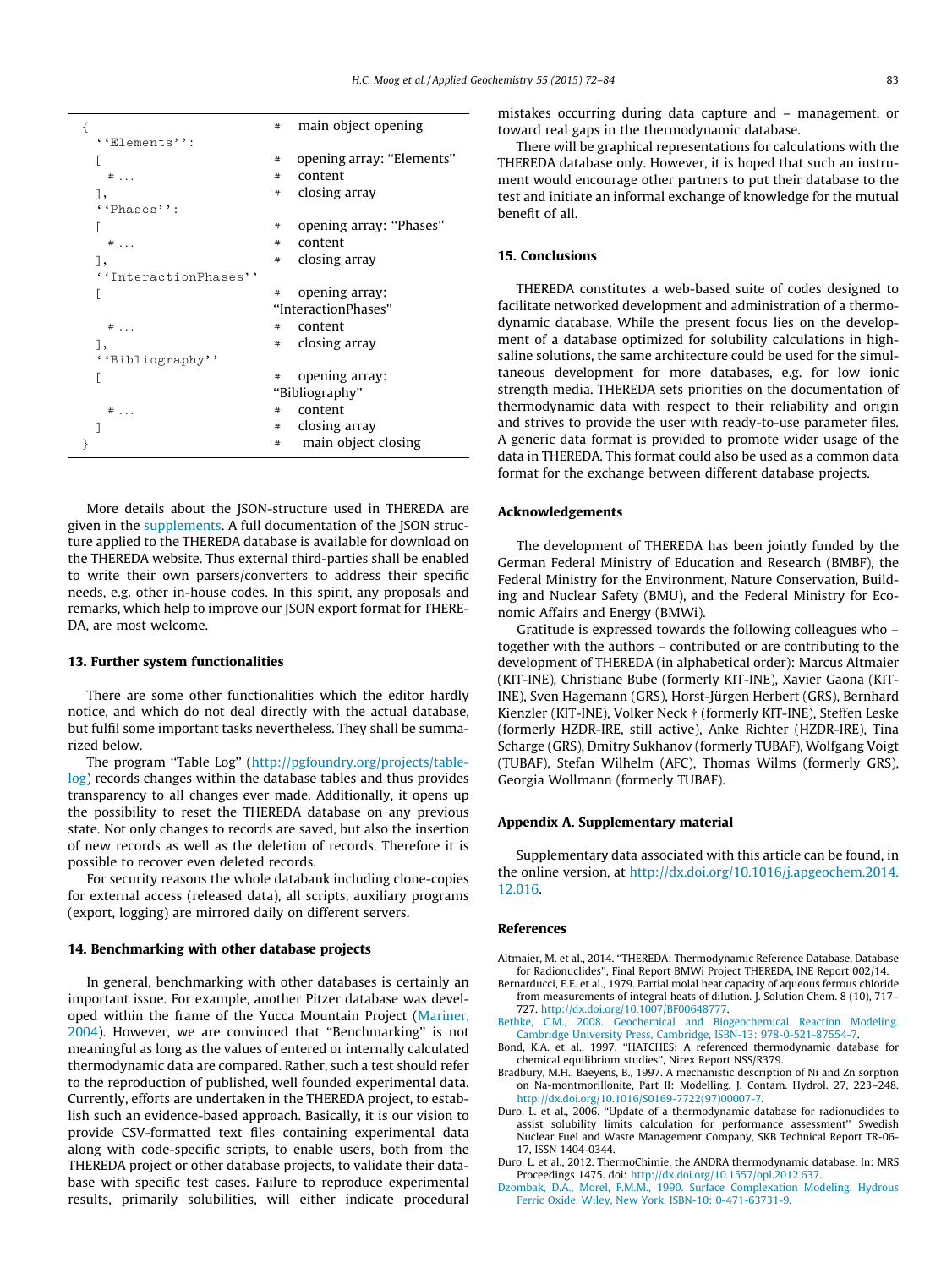```
{                                  #  main object opening
  ''Elements'':
  [                                #  opening array: "Elements"
    # ...                          #  content
  ],                               #  closing array
  ''Phases'':
  [                                #  opening array: "Phases"
    # ...                          #  content
  ],                               #  closing array
  ''InteractionPhases''
  [                                #  opening array:
                                   "InteractionPhases"
    # ...                          #  content
  ],                               #  closing array
  ''Bibliography''
  [                                #  opening array:
                                   "Bibliography"
    # ...                          #  content
  ]                                #  closing array
}                                  #  main object closing
```

More details about the JSON-structure used in THEREDA are given in the supplements. A full documentation of the JSON structure applied to the THEREDA database is available for download on the THEREDA website. Thus external third-parties shall be enabled to write their own parsers/converters to address their specific needs, e.g. other in-house codes. In this spirit, any proposals and remarks, which help to improve our JSON export format for THEREDA, are most welcome.

### 13. Further system functionalities

There are some other functionalities which the editor hardly notice, and which do not deal directly with the actual database, but fulfil some important tasks nevertheless. They shall be summarized below.

The program "Table Log" (http://pgfoundry.org/projects/tablelog) records changes within the database tables and thus provides transparency to all changes ever made. Additionally, it opens up the possibility to reset the THEREDA database on any previous state. Not only changes to records are saved, but also the insertion of new records as well as the deletion of records. Therefore it is possible to recover even deleted records.

For security reasons the whole databank including clone-copies for external access (released data), all scripts, auxiliary programs (export, logging) are mirrored daily on different servers.

### 14. Benchmarking with other database projects

In general, benchmarking with other databases is certainly an important issue. For example, another Pitzer database was developed within the frame of the Yucca Mountain Project (Mariner, 2004). However, we are convinced that "Benchmarking" is not meaningful as long as the values of entered or internally calculated thermodynamic data are compared. Rather, such a test should refer to the reproduction of published, well founded experimental data. Currently, efforts are undertaken in the THEREDA project, to establish such an evidence-based approach. Basically, it is our vision to provide CSV-formatted text files containing experimental data along with code-specific scripts, to enable users, both from the THEREDA project or other database projects, to validate their database with specific test cases. Failure to reproduce experimental results, primarily solubilities, will either indicate procedural mistakes occurring during data capture and – management, or toward real gaps in the thermodynamic database.

There will be graphical representations for calculations with the THEREDA database only. However, it is hoped that such an instrument would encourage other partners to put their database to the test and initiate an informal exchange of knowledge for the mutual benefit of all.

### 15. Conclusions

THEREDA constitutes a web-based suite of codes designed to facilitate networked development and administration of a thermodynamic database. While the present focus lies on the development of a database optimized for solubility calculations in high-saline solutions, the same architecture could be used for the simultaneous development for more databases, e.g. for low ionic strength media. THEREDA sets priorities on the documentation of thermodynamic data with respect to their reliability and origin and strives to provide the user with ready-to-use parameter files. A generic data format is provided to promote wider usage of the data in THEREDA. This format could also be used as a common data format for the exchange between different database projects.

### Acknowledgements

The development of THEREDA has been jointly funded by the German Federal Ministry of Education and Research (BMBF), the Federal Ministry for the Environment, Nature Conservation, Building and Nuclear Safety (BMU), and the Federal Ministry for Economic Affairs and Energy (BMWi).

Gratitude is expressed towards the following colleagues who – together with the authors – contributed or are contributing to the development of THEREDA (in alphabetical order): Marcus Altmaier (KIT-INE), Christiane Bube (formerly KIT-INE), Xavier Gaona (KIT-INE), Sven Hagemann (GRS), Horst-Jürgen Herbert (GRS), Bernhard Kienzler (KIT-INE), Volker Neck † (formerly KIT-INE), Steffen Leske (formerly HZDR-IRE, still active), Anke Richter (HZDR-IRE), Tina Scharge (GRS), Dmitry Sukhanov (formerly TUBAF), Wolfgang Voigt (TUBAF), Stefan Wilhelm (AFC), Thomas Wilms (formerly GRS), Georgia Wollmann (formerly TUBAF).

### Appendix A. Supplementary material

Supplementary data associated with this article can be found, in the online version, at http://dx.doi.org/10.1016/j.apgeochem.2014.12.016.

### References

Altmaier, M. et al., 2014. "THEREDA: Thermodynamic Reference Database, Database for Radionuclides", Final Report BMWi Project THEREDA, INE Report 002/14.

Bernarducci, E.E. et al., 1979. Partial molal heat capacity of aqueous ferrous chloride from measurements of integral heats of dilution. J. Solution Chem. 8 (10), 717–727. http://dx.doi.org/10.1007/BF00648777.

Bethke, C.M., 2008. Geochemical and Biogeochemical Reaction Modeling. Cambridge University Press, Cambridge, ISBN-13: 978-0-521-87554-7.

Bond, K.A. et al., 1997. "HATCHES: A referenced thermodynamic database for chemical equilibrium studies", Nirex Report NSS/R379.

Bradbury, M.H., Baeyens, B., 1997. A mechanistic description of Ni and Zn sorption on Na-montmorillonite, Part II: Modelling. J. Contam. Hydrol. 27, 223–248. http://dx.doi.org/10.1016/S0169-7722(97)00007-7.

Duro, L. et al., 2006. "Update of a thermodynamic database for radionuclides to assist solubility limits calculation for performance assessment" Swedish Nuclear Fuel and Waste Management Company, SKB Technical Report TR-06-17, ISSN 1404-0344.

Duro, L. et al., 2012. ThermoChimie, the ANDRA thermodynamic database. In: MRS Proceedings 1475. doi: http://dx.doi.org/10.1557/opl.2012.637.

Dzombak, D.A., Morel, F.M.M., 1990. Surface Complexation Modeling. Hydrous Ferric Oxide. Wiley, New York, ISBN-10: 0-471-63731-9.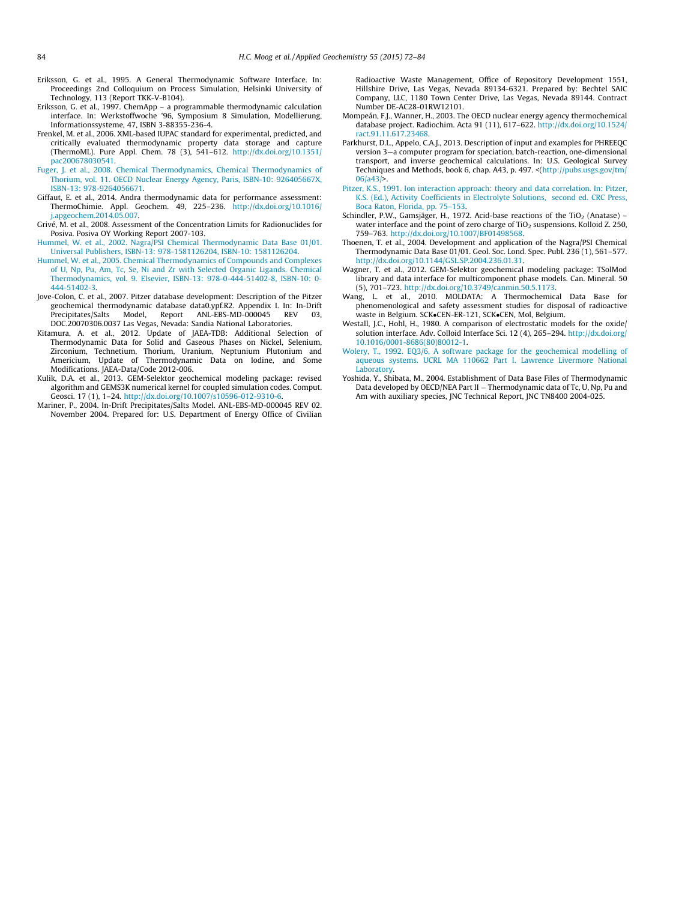Eriksson, G. et al., 1995. A General Thermodynamic Software Interface. In: Proceedings 2nd Colloquium on Process Simulation, Helsinki University of Technology, 113 (Report TKK-V-B104).

Eriksson, G. et al., 1997. ChemApp – a programmable thermodynamic calculation interface. In: Werkstoffwoche '96, Symposium 8 Simulation, Modellierung, Informationssysteme, 47, ISBN 3-88355-236-4.

Frenkel, M. et al., 2006. XML-based IUPAC standard for experimental, predicted, and critically evaluated thermodynamic property data storage and capture (ThermoML). Pure Appl. Chem. 78 (3), 541–612. http://dx.doi.org/10.1351/pac200678030541.

Fuger, J. et al., 2008. Chemical Thermodynamics, Chemical Thermodynamics of Thorium, vol. 11. OECD Nuclear Energy Agency, Paris, ISBN-10: 926405667X, ISBN-13: 978-9264056671.

Giffaut, E. et al., 2014. Andra thermodynamic data for performance assessment: ThermoChimie. Appl. Geochem. 49, 225–236. http://dx.doi.org/10.1016/j.apgeochem.2014.05.007.

Grivé, M. et al., 2008. Assessment of the Concentration Limits for Radionuclides for Posiva. Posiva OY Working Report 2007-103.

Hummel, W. et al., 2002. Nagra/PSI Chemical Thermodynamic Data Base 01/01. Universal Publishers, ISBN-13: 978-1581126204, ISBN-10: 1581126204.

Hummel, W. et al., 2005. Chemical Thermodynamics of Compounds and Complexes of U, Np, Pu, Am, Tc, Se, Ni and Zr with Selected Organic Ligands. Chemical Thermodynamics, vol. 9. Elsevier, ISBN-13: 978-0-444-51402-8, ISBN-10: 0-444-51402-3.

Jove-Colon, C. et al., 2007. Pitzer database development: Description of the Pitzer geochemical thermodynamic database data0.ypf.R2. Appendix I. In: In-Drift Precipitates/Salts Model, Report ANL-EBS-MD-000045 REV 03, DOC.20070306.0037 Las Vegas, Nevada: Sandia National Laboratories.

Kitamura, A. et al., 2012. Update of JAEA-TDB: Additional Selection of Thermodynamic Data for Solid and Gaseous Phases on Nickel, Selenium, Zirconium, Technetium, Thorium, Uranium, Neptunium Plutonium and Americium, Update of Thermodynamic Data on Iodine, and Some Modifications. JAEA-Data/Code 2012-006.

Kulik, D.A. et al., 2013. GEM-Selektor geochemical modeling package: revised algorithm and GEMS3K numerical kernel for coupled simulation codes. Comput. Geosci. 17 (1), 1–24. http://dx.doi.org/10.1007/s10596-012-9310-6.

Mariner, P., 2004. In-Drift Precipitates/Salts Model. ANL-EBS-MD-000045 REV 02. November 2004. Prepared for: U.S. Department of Energy Office of Civilian Radioactive Waste Management, Office of Repository Development 1551, Hillshire Drive, Las Vegas, Nevada 89134-6321. Prepared by: Bechtel SAIC Company, LLC, 1180 Town Center Drive, Las Vegas, Nevada 89144. Contract Number DE-AC28-01RW12101.

Mompeán, F.J., Wanner, H., 2003. The OECD nuclear energy agency thermochemical database project. Radiochim. Acta 91 (11), 617–622. http://dx.doi.org/10.1524/ract.91.11.617.23468.

Parkhurst, D.L., Appelo, C.A.J., 2013. Description of input and examples for PHREEQC version 3—a computer program for speciation, batch-reaction, one-dimensional transport, and inverse geochemical calculations. In: U.S. Geological Survey Techniques and Methods, book 6, chap. A43, p. 497. <(http://pubs.usgs.gov/tm/06/a43/>.

Pitzer, K.S., 1991. Ion interaction approach: theory and data correlation. In: Pitzer, K.S. (Ed.), Activity Coefficients in Electrolyte Solutions, second ed. CRC Press, Boca Raton, Florida, pp. 75–153.

Schindler, P.W., Gamsjäger, H., 1972. Acid-base reactions of the $TiO_2$ (Anatase) – water interface and the point of zero charge of $TiO_2$ suspensions. Kolloid Z. 250, 759–763. http://dx.doi.org/10.1007/BF01498568.

Thoenen, T. et al., 2004. Development and application of the Nagra/PSI Chemical Thermodynamic Data Base 01/01. Geol. Soc. Lond. Spec. Publ. 236 (1), 561–577. http://dx.doi.org/10.1144/GSL.SP.2004.236.01.31.

Wagner, T. et al., 2012. GEM-Selektor geochemical modeling package: TSolMod library and data interface for multicomponent phase models. Can. Mineral. 50 (5), 701–723. http://dx.doi.org/10.3749/canmin.50.5.1173.

Wang, L. et al., 2010. MOLDATA: A Thermochemical Data Base for phenomenological and safety assessment studies for disposal of radioactive waste in Belgium. SCK•CEN-ER-121, SCK•CEN, Mol, Belgium.

Westall, J.C., Hohl, H., 1980. A comparison of electrostatic models for the oxide/solution interface. Adv. Colloid Interface Sci. 12 (4), 265–294. http://dx.doi.org/10.1016/0001-8686(80)80012-1.

Wolery, T., 1992. EQ3/6, A software package for the geochemical modelling of aqueous systems. UCRL MA 110662 Part I. Lawrence Livermore National Laboratory.

Yoshida, Y., Shibata, M., 2004. Establishment of Data Base Files of Thermodynamic Data developed by OECD/NEA Part II – Thermodynamic data of Tc, U, Np, Pu and Am with auxiliary species, JNC Technical Report, JNC TN8400 2004-025.